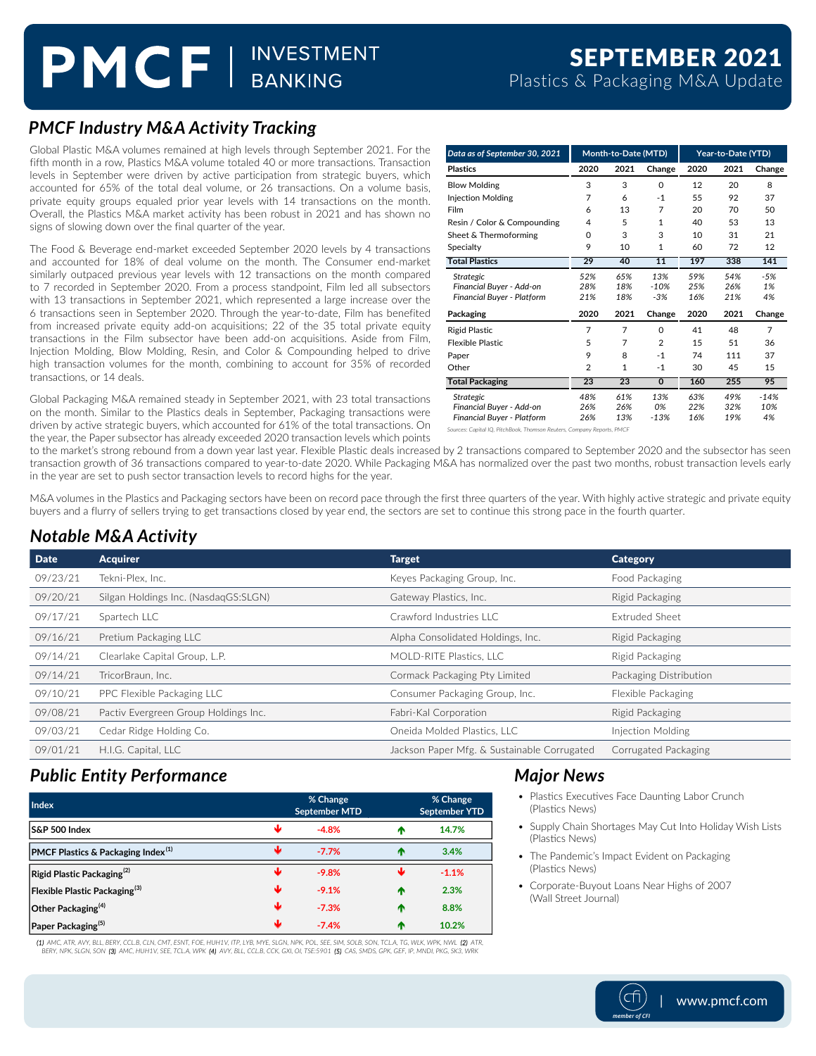# PMCF | INVESTMENT BANKING

# SEPTEMBER 2021
Plastics & Packaging M&A Update

## PMCF Industry M&A Activity Tracking

Global Plastic M&A volumes remained at high levels through September 2021. For the fifth month in a row, Plastics M&A volume totaled 40 or more transactions. Transaction levels in September were driven by active participation from strategic buyers, which accounted for 65% of the total deal volume, or 26 transactions. On a volume basis, private equity groups equaled prior year levels with 14 transactions on the month. Overall, the Plastics M&A market activity has been robust in 2021 and has shown no signs of slowing down over the final quarter of the year.

The Food & Beverage end-market exceeded September 2020 levels by 4 transactions and accounted for 18% of deal volume on the month. The Consumer end-market similarly outpaced previous year levels with 12 transactions on the month compared to 7 recorded in September 2020. From a process standpoint, Film led all subsectors with 13 transactions in September 2021, which represented a large increase over the 6 transactions seen in September 2020. Through the year-to-date, Film has benefited from increased private equity add-on acquisitions; 22 of the 35 total private equity transactions in the Film subsector have been add-on acquisitions. Aside from Film, Injection Molding, Blow Molding, Resin, and Color & Compounding helped to drive high transaction volumes for the month, combining to account for 35% of recorded transactions, or 14 deals.

| *Data as of September 30, 2021* | Month-to-Date (MTD) | | | Year-to-Date (YTD) | | |
|---|---|---|---|---|---|---|
| **Plastics** | **2020** | **2021** | **Change** | **2020** | **2021** | **Change** |
| Blow Molding | 3 | 3 | 0 | 12 | 20 | 8 |
| Injection Molding | 7 | 6 | -1 | 55 | 92 | 37 |
| Film | 6 | 13 | 7 | 20 | 70 | 50 |
| Resin / Color & Compounding | 4 | 5 | 1 | 40 | 53 | 13 |
| Sheet & Thermoforming | 0 | 3 | 3 | 10 | 31 | 21 |
| Specialty | 9 | 10 | 1 | 60 | 72 | 12 |
| **Total Plastics** | **29** | **40** | **11** | **197** | **338** | **141** |
| *Strategic* | *52%* | *65%* | *13%* | *59%* | *54%* | *-5%* |
| *Financial Buyer - Add-on* | *28%* | *18%* | *-10%* | *25%* | *26%* | *1%* |
| *Financial Buyer - Platform* | *21%* | *18%* | *-3%* | *16%* | *21%* | *4%* |
| **Packaging** | **2020** | **2021** | **Change** | **2020** | **2021** | **Change** |
| Rigid Plastic | 7 | 7 | 0 | 41 | 48 | 7 |
| Flexible Plastic | 5 | 7 | 2 | 15 | 51 | 36 |
| Paper | 9 | 8 | -1 | 74 | 111 | 37 |
| Other | 2 | 1 | -1 | 30 | 45 | 15 |
| **Total Packaging** | **23** | **23** | **0** | **160** | **255** | **95** |
| *Strategic* | *48%* | *61%* | *13%* | *63%* | *49%* | *-14%* |
| *Financial Buyer - Add-on* | *26%* | *26%* | *0%* | *22%* | *32%* | *10%* |
| *Financial Buyer - Platform* | *26%* | *13%* | *-13%* | *16%* | *19%* | *4%* |

*Sources: Capital IQ, PitchBook, Thomson Reuters, Company Reports, PMCF*

Global Packaging M&A remained steady in September 2021, with 23 total transactions on the month. Similar to the Plastics deals in September, Packaging transactions were driven by active strategic buyers, which accounted for 61% of the total transactions. On the year, the Paper subsector has already exceeded 2020 transaction levels which points to the market's strong rebound from a down year last year. Flexible Plastic deals increased by 2 transactions compared to September 2020 and the subsector has seen transaction growth of 36 transactions compared to year-to-date 2020. While Packaging M&A has normalized over the past two months, robust transaction levels early in the year are set to push sector transaction levels to record highs for the year.

M&A volumes in the Plastics and Packaging sectors have been on record pace through the first three quarters of the year. With highly active strategic and private equity buyers and a flurry of sellers trying to get transactions closed by year end, the sectors are set to continue this strong pace in the fourth quarter.

## Notable M&A Activity

| Date | Acquirer | Target | Category |
|---|---|---|---|
| 09/23/21 | Tekni-Plex, Inc. | Keyes Packaging Group, Inc. | Food Packaging |
| 09/20/21 | Silgan Holdings Inc. (NasdaqGS:SLGN) | Gateway Plastics, Inc. | Rigid Packaging |
| 09/17/21 | Spartech LLC | Crawford Industries LLC | Extruded Sheet |
| 09/16/21 | Pretium Packaging LLC | Alpha Consolidated Holdings, Inc. | Rigid Packaging |
| 09/14/21 | Clearlake Capital Group, L.P. | MOLD-RITE Plastics, LLC | Rigid Packaging |
| 09/14/21 | TricorBraun, Inc. | Cormack Packaging Pty Limited | Packaging Distribution |
| 09/10/21 | PPC Flexible Packaging LLC | Consumer Packaging Group, Inc. | Flexible Packaging |
| 09/08/21 | Pactiv Evergreen Group Holdings Inc. | Fabri-Kal Corporation | Rigid Packaging |
| 09/03/21 | Cedar Ridge Holding Co. | Oneida Molded Plastics, LLC | Injection Molding |
| 09/01/21 | H.I.G. Capital, LLC | Jackson Paper Mfg. & Sustainable Corrugated | Corrugated Packaging |

## Public Entity Performance

| Index | % Change September MTD | % Change September YTD |
|---|---|---|
| **S&P 500 Index** | ↓ -4.8% | ↑ 14.7% |
| **PMCF Plastics & Packaging Index**(1) | ↓ -7.7% | ↑ 3.4% |
| **Rigid Plastic Packaging**(2) | ↓ -9.8% | ↓ -1.1% |
| **Flexible Plastic Packaging**(3) | ↓ -9.1% | ↑ 2.3% |
| **Other Packaging**(4) | ↓ -7.3% | ↑ 8.8% |
| **Paper Packaging**(5) | ↓ -7.4% | ↑ 10.2% |

*(1) AMC, ATR, AVY, BLL, BERY, CCL.B, CLN, CMT, ESNT, FOE, HUH1V, ITP, LYB, MYE, SLGN, NPK, POL, SEE, SIM, SOLB, SON, TCL.A, TG, WLK, WPK, NWL (2) ATR, BERY, NPK, SLGN, SON (3) AMC, HUH1V, SEE, TCL.A, WPK (4) AVY, BLL, CCL.B, CCK, GXI, OI, TSE:5901 (5) CAS, SMDS, GPK, GEF, IP, MNDI, PKG, SK3, WRK*

## Major News

- Plastics Executives Face Daunting Labor Crunch (Plastics News)
- Supply Chain Shortages May Cut Into Holiday Wish Lists (Plastics News)
- The Pandemic's Impact Evident on Packaging (Plastics News)
- Corporate-Buyout Loans Near Highs of 2007 (Wall Street Journal)

cfi member of CFI | www.pmcf.com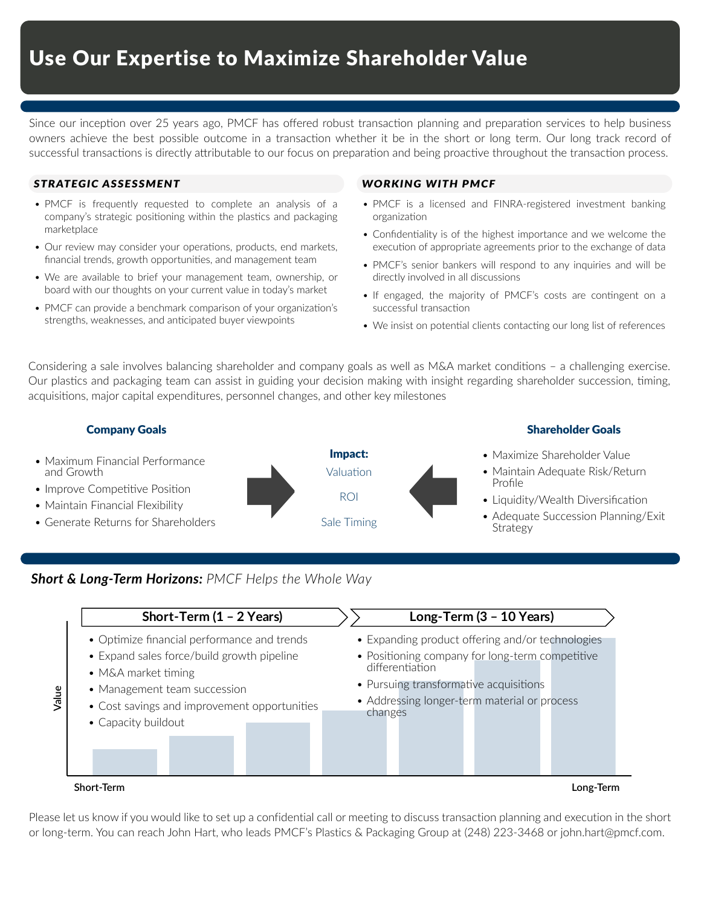# Use Our Expertise to Maximize Shareholder Value

Since our inception over 25 years ago, PMCF has offered robust transaction planning and preparation services to help business owners achieve the best possible outcome in a transaction whether it be in the short or long term. Our long track record of successful transactions is directly attributable to our focus on preparation and being proactive throughout the transaction process.

### *STRATEGIC ASSESSMENT*

- PMCF is frequently requested to complete an analysis of a company's strategic positioning within the plastics and packaging marketplace
- Our review may consider your operations, products, end markets, financial trends, growth opportunities, and management team
- We are available to brief your management team, ownership, or board with our thoughts on your current value in today's market
- PMCF can provide a benchmark comparison of your organization's strengths, weaknesses, and anticipated buyer viewpoints

### *WORKING WITH PMCF*

- PMCF is a licensed and FINRA-registered investment banking organization
- Confidentiality is of the highest importance and we welcome the execution of appropriate agreements prior to the exchange of data
- PMCF's senior bankers will respond to any inquiries and will be directly involved in all discussions
- If engaged, the majority of PMCF's costs are contingent on a successful transaction
- We insist on potential clients contacting our long list of references

Considering a sale involves balancing shareholder and company goals as well as M&A market conditions – a challenging exercise. Our plastics and packaging team can assist in guiding your decision making with insight regarding shareholder succession, timing, acquisitions, major capital expenditures, personnel changes, and other key milestones

**Company Goals**

- Maximum Financial Performance and Growth
- Improve Competitive Position
- Maintain Financial Flexibility
- Generate Returns for Shareholders

**Impact:**

Valuation

ROI

Sale Timing

**Shareholder Goals**

- Maximize Shareholder Value
- Maintain Adequate Risk/Return Profile
- Liquidity/Wealth Diversification
- Adequate Succession Planning/Exit Strategy

## ***Short & Long-Term Horizons:*** *PMCF Helps the Whole Way*

**Short-Term (1 – 2 Years)**

- Optimize financial performance and trends
- Expand sales force/build growth pipeline
- M&A market timing
- Management team succession
- Cost savings and improvement opportunities
- Capacity buildout

**Long-Term (3 – 10 Years)**

- Expanding product offering and/or technologies
- Positioning company for long-term competitive differentiation
- Pursuing transformative acquisitions
- Addressing longer-term material or process changes

Value

Short-Term | Long-Term

Please let us know if you would like to set up a confidential call or meeting to discuss transaction planning and execution in the short or long-term. You can reach John Hart, who leads PMCF's Plastics & Packaging Group at (248) 223-3468 or john.hart@pmcf.com.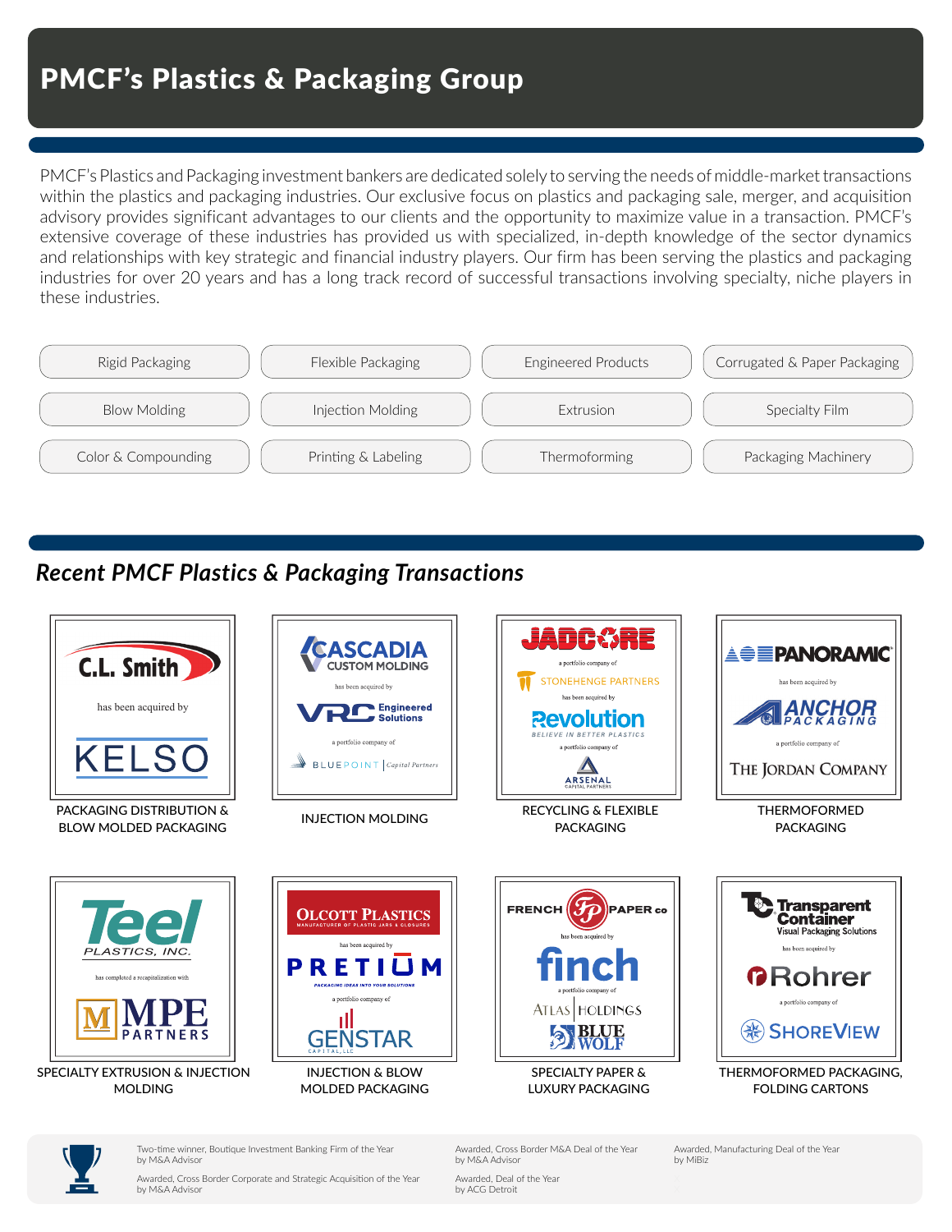# PMCF's Plastics & Packaging Group

PMCF's Plastics and Packaging investment bankers are dedicated solely to serving the needs of middle-market transactions within the plastics and packaging industries. Our exclusive focus on plastics and packaging sale, merger, and acquisition advisory provides significant advantages to our clients and the opportunity to maximize value in a transaction. PMCF's extensive coverage of these industries has provided us with specialized, in-depth knowledge of the sector dynamics and relationships with key strategic and financial industry players. Our firm has been serving the plastics and packaging industries for over 20 years and has a long track record of successful transactions involving specialty, niche players in these industries.

- Rigid Packaging
- Flexible Packaging
- Engineered Products
- Corrugated & Paper Packaging
- Blow Molding
- Injection Molding
- Extrusion
- Specialty Film
- Color & Compounding
- Printing & Labeling
- Thermoforming
- Packaging Machinery

## *Recent PMCF Plastics & Packaging Transactions*

**C.L. Smith** has been acquired by **KELSO**
PACKAGING DISTRIBUTION & BLOW MOLDED PACKAGING

**CASCADIA Custom Molding** has been acquired by **VRC Engineered Solutions** a portfolio company of **BLUEPOINT Capital Partners**
INJECTION MOLDING

**JADCORE** a portfolio company of **STONEHENGE PARTNERS** has been acquired by **Revolution** (Believe in Better Plastics) a portfolio company of **ARSENAL Capital Partners**
RECYCLING & FLEXIBLE PACKAGING

**PANORAMIC** has been acquired by **ANCHOR PACKAGING** a portfolio company of **The Jordan Company**
THERMOFORMED PACKAGING

**Teel Plastics, Inc.** has completed a recapitalization with **MPE PARTNERS**
SPECIALTY EXTRUSION & INJECTION MOLDING

**Olcott Plastics** (Manufacturer of Plastic Jars & Closures) has been acquired by **PRETIUM** (Packaging Ideas into Your Solutions) a portfolio company of **GENSTAR Capital, LLC**
INJECTION & BLOW MOLDED PACKAGING

**French Paper co** has been acquired by **finch** a portfolio company of **Atlas Holdings** **Blue Wolf**
SPECIALTY PAPER & LUXURY PACKAGING

**Transparent Container** (Visual Packaging Solutions) has been acquired by **Rohrer** a portfolio company of **ShoreView**
THERMOFORMED PACKAGING, FOLDING CARTONS

Two-time winner, Boutique Investment Banking Firm of the Year by M&A Advisor

Awarded, Cross Border Corporate and Strategic Acquisition of the Year by M&A Advisor

Awarded, Cross Border M&A Deal of the Year by M&A Advisor

Awarded, Deal of the Year by ACG Detroit

Awarded, Manufacturing Deal of the Year by MiBiz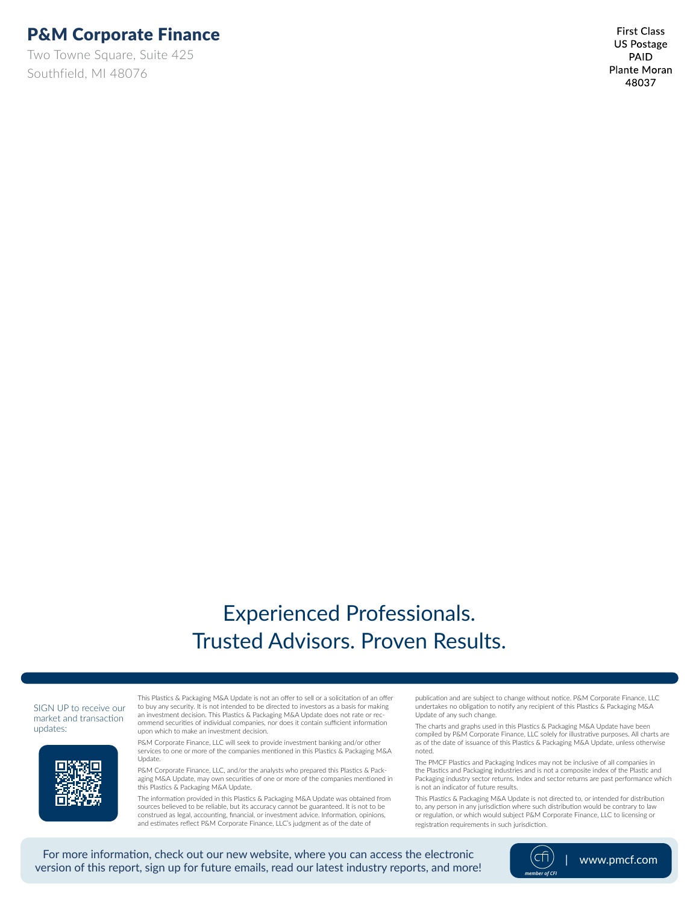## P&M Corporate Finance

Two Towne Square, Suite 425
Southfield, MI 48076

First Class
US Postage
PAID
Plante Moran
48037

# Experienced Professionals.
# Trusted Advisors. Proven Results.

SIGN UP to receive our market and transaction updates:

This Plastics & Packaging M&A Update is not an offer to sell or a solicitation of an offer to buy any security. It is not intended to be directed to investors as a basis for making an investment decision. This Plastics & Packaging M&A Update does not rate or recommend securities of individual companies, nor does it contain sufficient information upon which to make an investment decision.

P&M Corporate Finance, LLC will seek to provide investment banking and/or other services to one or more of the companies mentioned in this Plastics & Packaging M&A Update.

P&M Corporate Finance, LLC, and/or the analysts who prepared this Plastics & Packaging M&A Update, may own securities of one or more of the companies mentioned in this Plastics & Packaging M&A Update.

The information provided in this Plastics & Packaging M&A Update was obtained from sources believed to be reliable, but its accuracy cannot be guaranteed. It is not to be construed as legal, accounting, financial, or investment advice. Information, opinions, and estimates reflect P&M Corporate Finance, LLC's judgment as of the date of publication and are subject to change without notice. P&M Corporate Finance, LLC undertakes no obligation to notify any recipient of this Plastics & Packaging M&A Update of any such change.

The charts and graphs used in this Plastics & Packaging M&A Update have been compiled by P&M Corporate Finance, LLC solely for illustrative purposes. All charts are as of the date of issuance of this Plastics & Packaging M&A Update, unless otherwise noted.

The PMCF Plastics and Packaging Indices may not be inclusive of all companies in the Plastics and Packaging industries and is not a composite index of the Plastic and Packaging industry sector returns. Index and sector returns are past performance which is not an indicator of future results.

This Plastics & Packaging M&A Update is not directed to, or intended for distribution to, any person in any jurisdiction where such distribution would be contrary to law or regulation, or which would subject P&M Corporate Finance, LLC to licensing or registration requirements in such jurisdiction.

For more information, check out our new website, where you can access the electronic version of this report, sign up for future emails, read our latest industry reports, and more!

member of CFI | www.pmcf.com